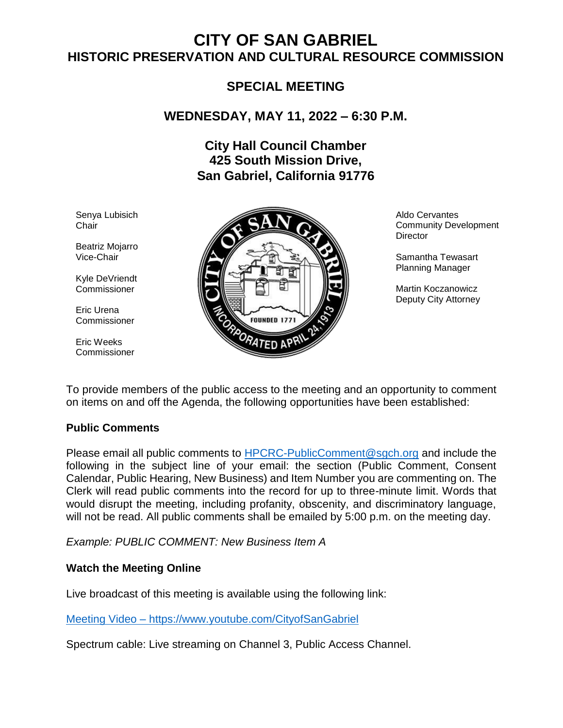# CITY OF SAN GABRIEL
## HISTORIC PRESERVATION AND CULTURAL RESOURCE COMMISSION

## SPECIAL MEETING

## WEDNESDAY, MAY 11, 2022 – 6:30 P.M.

### City Hall Council Chamber
### 425 South Mission Drive,
### San Gabriel, California 91776

Senya Lubisich
Chair

Beatriz Mojarro
Vice-Chair

Kyle DeVriendt
Commissioner

Eric Urena
Commissioner

Eric Weeks
Commissioner

Aldo Cervantes
Community Development Director

Samantha Tewasart
Planning Manager

Martin Koczanowicz
Deputy City Attorney

To provide members of the public access to the meeting and an opportunity to comment on items on and off the Agenda, the following opportunities have been established:

**Public Comments**

Please email all public comments to HPCRC-PublicComment@sgch.org and include the following in the subject line of your email: the section (Public Comment, Consent Calendar, Public Hearing, New Business) and Item Number you are commenting on. The Clerk will read public comments into the record for up to three-minute limit. Words that would disrupt the meeting, including profanity, obscenity, and discriminatory language, will not be read. All public comments shall be emailed by 5:00 p.m. on the meeting day.

*Example: PUBLIC COMMENT: New Business Item A*

**Watch the Meeting Online**

Live broadcast of this meeting is available using the following link:

Meeting Video – https://www.youtube.com/CityofSanGabriel

Spectrum cable: Live streaming on Channel 3, Public Access Channel.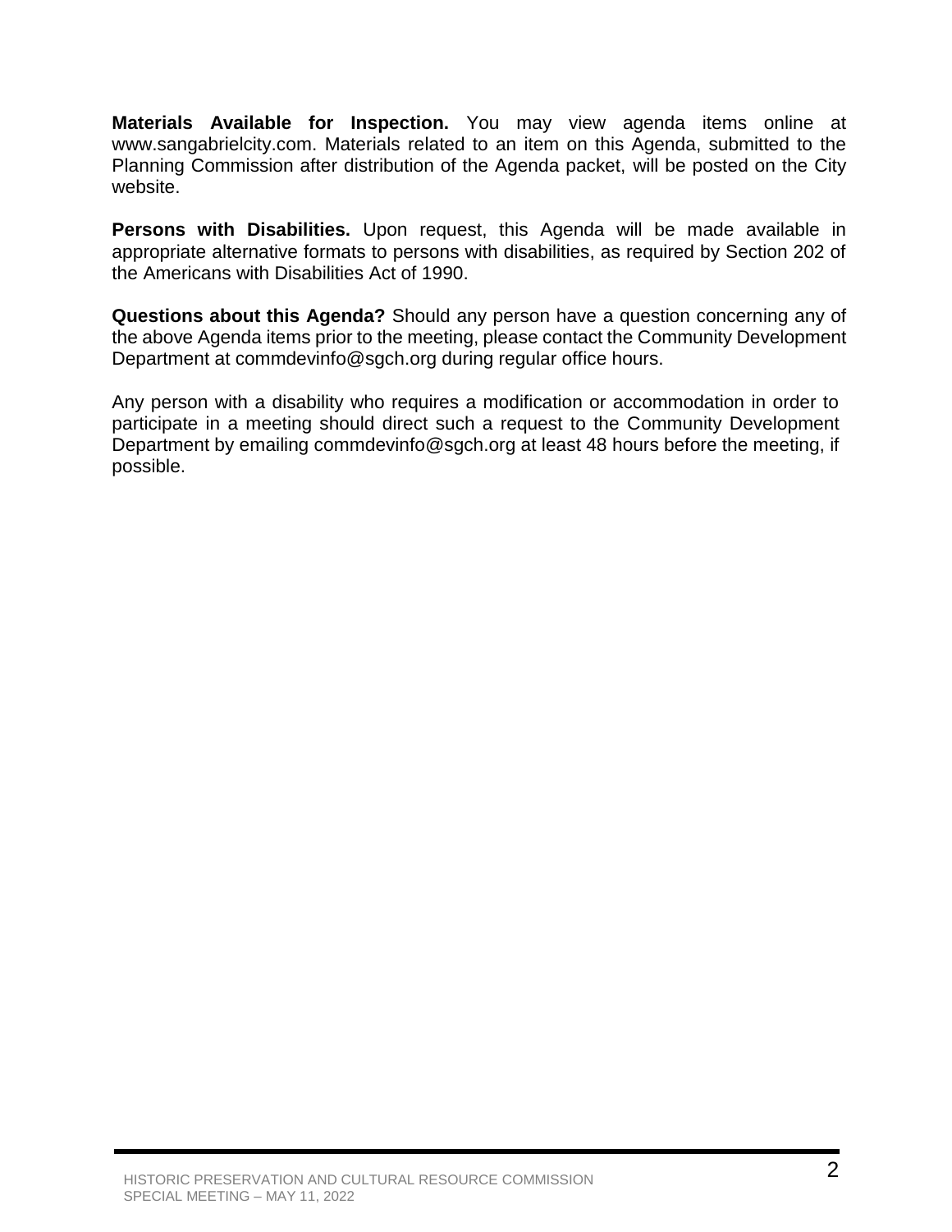**Materials Available for Inspection.** You may view agenda items online at www.sangabrielcity.com. Materials related to an item on this Agenda, submitted to the Planning Commission after distribution of the Agenda packet, will be posted on the City website.

**Persons with Disabilities.** Upon request, this Agenda will be made available in appropriate alternative formats to persons with disabilities, as required by Section 202 of the Americans with Disabilities Act of 1990.

**Questions about this Agenda?** Should any person have a question concerning any of the above Agenda items prior to the meeting, please contact the Community Development Department at commdevinfo@sgch.org during regular office hours.

Any person with a disability who requires a modification or accommodation in order to participate in a meeting should direct such a request to the Community Development Department by emailing commdevinfo@sgch.org at least 48 hours before the meeting, if possible.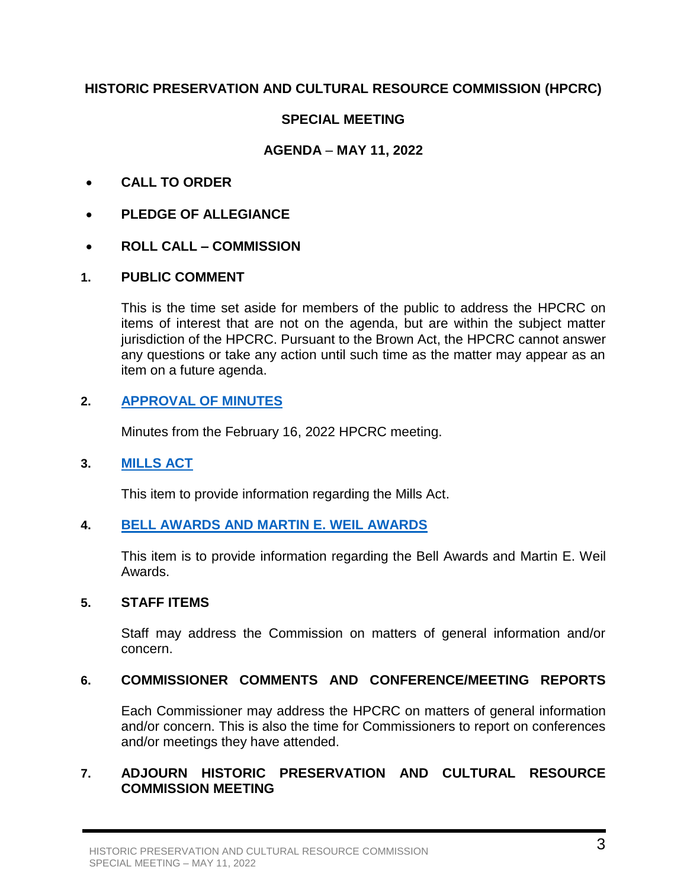**HISTORIC PRESERVATION AND CULTURAL RESOURCE COMMISSION (HPCRC)**

**SPECIAL MEETING**

**AGENDA – MAY 11, 2022**

- **CALL TO ORDER**
- **PLEDGE OF ALLEGIANCE**
- **ROLL CALL – COMMISSION**

**1. PUBLIC COMMENT**

This is the time set aside for members of the public to address the HPCRC on items of interest that are not on the agenda, but are within the subject matter jurisdiction of the HPCRC. Pursuant to the Brown Act, the HPCRC cannot answer any questions or take any action until such time as the matter may appear as an item on a future agenda.

**2. APPROVAL OF MINUTES**

Minutes from the February 16, 2022 HPCRC meeting.

**3. MILLS ACT**

This item to provide information regarding the Mills Act.

**4. BELL AWARDS AND MARTIN E. WEIL AWARDS**

This item is to provide information regarding the Bell Awards and Martin E. Weil Awards.

**5. STAFF ITEMS**

Staff may address the Commission on matters of general information and/or concern.

**6. COMMISSIONER COMMENTS AND CONFERENCE/MEETING REPORTS**

Each Commissioner may address the HPCRC on matters of general information and/or concern. This is also the time for Commissioners to report on conferences and/or meetings they have attended.

**7. ADJOURN HISTORIC PRESERVATION AND CULTURAL RESOURCE COMMISSION MEETING**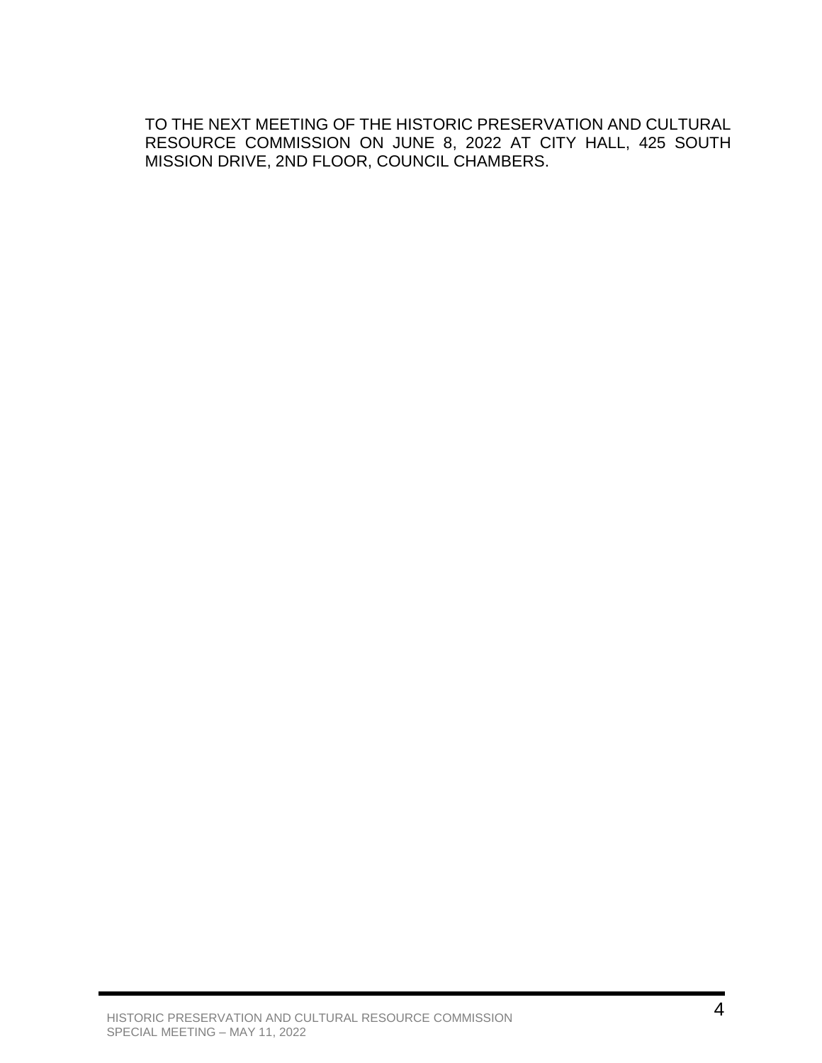TO THE NEXT MEETING OF THE HISTORIC PRESERVATION AND CULTURAL RESOURCE COMMISSION ON JUNE 8, 2022 AT CITY HALL, 425 SOUTH MISSION DRIVE, 2ND FLOOR, COUNCIL CHAMBERS.